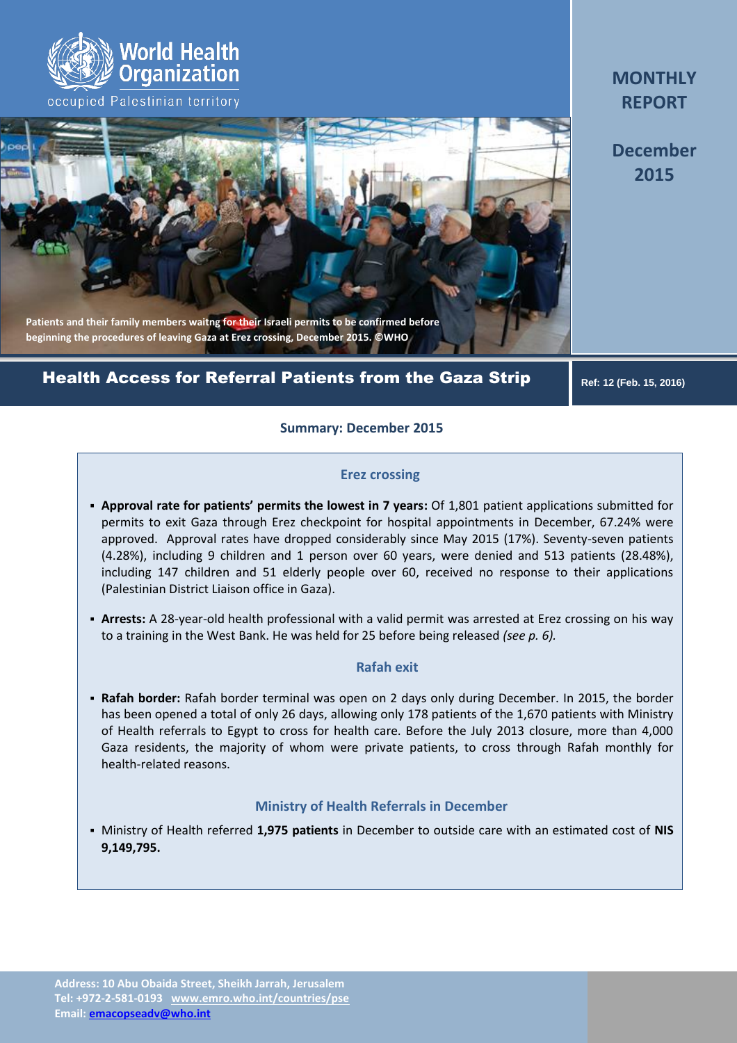World Health Organization

occupied Palestinian territory

# MONTHLY REPORT

## December 2015

Patients and their family members waitng for their Israeli permits to be confirmed before beginning the procedures of leaving Gaza at Erez crossing, December 2015. ©WHO

## Health Access for Referral Patients from the Gaza Strip

Ref: 12 (Feb. 15, 2016)

### Summary: December 2015

#### Erez crossing

- **Approval rate for patients' permits the lowest in 7 years:** Of 1,801 patient applications submitted for permits to exit Gaza through Erez checkpoint for hospital appointments in December, 67.24% were approved. Approval rates have dropped considerably since May 2015 (17%). Seventy-seven patients (4.28%), including 9 children and 1 person over 60 years, were denied and 513 patients (28.48%), including 147 children and 51 elderly people over 60, received no response to their applications (Palestinian District Liaison office in Gaza).
- **Arrests:** A 28-year-old health professional with a valid permit was arrested at Erez crossing on his way to a training in the West Bank. He was held for 25 before being released *(see p. 6).*

#### Rafah exit

- **Rafah border:** Rafah border terminal was open on 2 days only during December. In 2015, the border has been opened a total of only 26 days, allowing only 178 patients of the 1,670 patients with Ministry of Health referrals to Egypt to cross for health care. Before the July 2013 closure, more than 4,000 Gaza residents, the majority of whom were private patients, to cross through Rafah monthly for health-related reasons.

#### Ministry of Health Referrals in December

- Ministry of Health referred **1,975 patients** in December to outside care with an estimated cost of **NIS 9,149,795.**

Address: 10 Abu Obaida Street, Sheikh Jarrah, Jerusalem
Tel: +972-2-581-0193 www.emro.who.int/countries/pse
Email: emacopseadv@who.int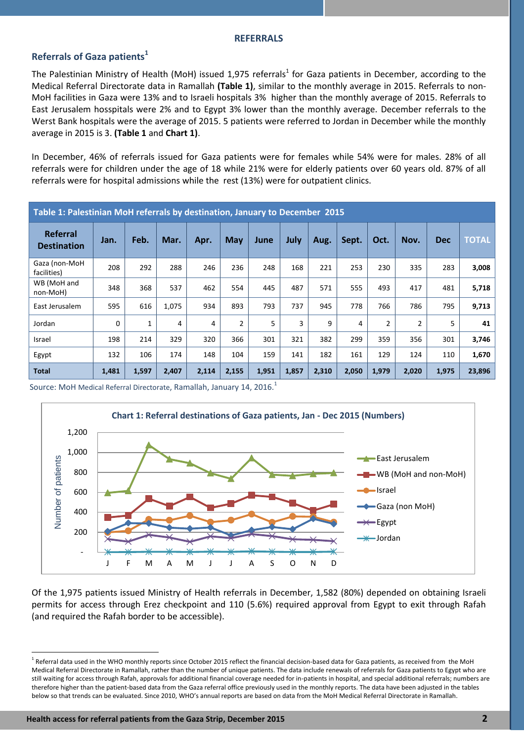## REFERRALS

### Referrals of Gaza patients[1]

The Palestinian Ministry of Health (MoH) issued 1,975 referrals[1] for Gaza patients in December, according to the Medical Referral Directorate data in Ramallah **(Table 1)**, similar to the monthly average in 2015. Referrals to non-MoH facilities in Gaza were 13% and to Israeli hospitals 3% higher than the monthly average of 2015. Referrals to East Jerusalem hosspitals were 2% and to Egypt 3% lower than the monthly average. December referrals to the Werst Bank hospitals were the average of 2015. 5 patients were referred to Jordan in December while the monthly average in 2015 is 3. **(Table 1** and **Chart 1)**.

In December, 46% of referrals issued for Gaza patients were for females while 54% were for males. 28% of all referrals were for children under the age of 18 while 21% were for elderly patients over 60 years old. 87% of all referrals were for hospital admissions while the rest (13%) were for outpatient clinics.

**Table 1: Palestinian MoH referrals by destination, January to December 2015**

| Referral Destination | Jan. | Feb. | Mar. | Apr. | May | June | July | Aug. | Sept. | Oct. | Nov. | Dec | TOTAL |
|---|---|---|---|---|---|---|---|---|---|---|---|---|---|
| Gaza (non-MoH facilities) | 208 | 292 | 288 | 246 | 236 | 248 | 168 | 221 | 253 | 230 | 335 | 283 | **3,008** |
| WB (MoH and non-MoH) | 348 | 368 | 537 | 462 | 554 | 445 | 487 | 571 | 555 | 493 | 417 | 481 | **5,718** |
| East Jerusalem | 595 | 616 | 1,075 | 934 | 893 | 793 | 737 | 945 | 778 | 766 | 786 | 795 | **9,713** |
| Jordan | 0 | 1 | 4 | 4 | 2 | 5 | 3 | 9 | 4 | 2 | 2 | 5 | **41** |
| Israel | 198 | 214 | 329 | 320 | 366 | 301 | 321 | 382 | 299 | 359 | 356 | 301 | **3,746** |
| Egypt | 132 | 106 | 174 | 148 | 104 | 159 | 141 | 182 | 161 | 129 | 124 | 110 | **1,670** |
| **Total** | **1,481** | **1,597** | **2,407** | **2,114** | **2,155** | **1,951** | **1,857** | **2,310** | **2,050** | **1,979** | **2,020** | **1,975** | **23,896** |

Source: MoH Medical Referral Directorate, Ramallah, January 14, 2016.[1]

**Chart 1: Referral destinations of Gaza patients, Jan - Dec 2015 (Numbers)**

Of the 1,975 patients issued Ministry of Health referrals in December, 1,582 (80%) depended on obtaining Israeli permits for access through Erez checkpoint and 110 (5.6%) required approval from Egypt to exit through Rafah (and required the Rafah border to be accessible).

[1] Referral data used in the WHO monthly reports since October 2015 reflect the financial decision-based data for Gaza patients, as received from the MoH Medical Referral Directorate in Ramallah, rather than the number of unique patients. The data include renewals of referrals for Gaza patients to Egypt who are still waiting for access through Rafah, approvals for additional financial coverage needed for in-patients in hospital, and special additional referrals; numbers are therefore higher than the patient-based data from the Gaza referral office previously used in the monthly reports. The data have been adjusted in the tables below so that trends can be evaluated. Since 2010, WHO's annual reports are based on data from the MoH Medical Referral Directorate in Ramallah.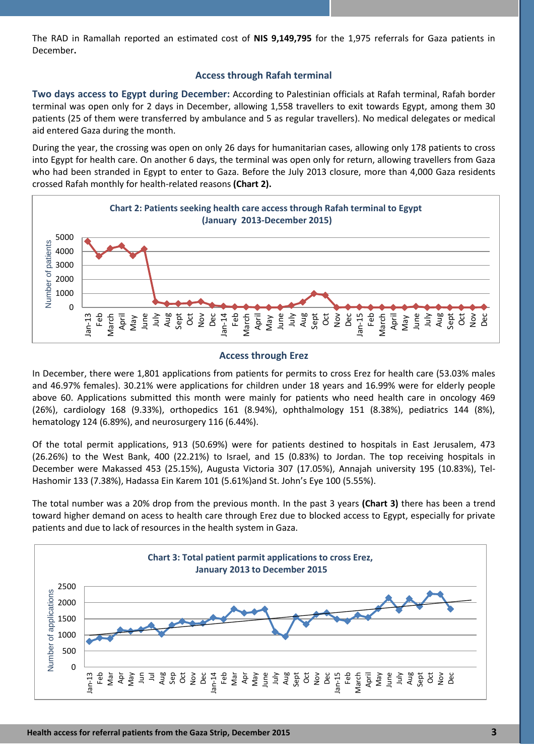The RAD in Ramallah reported an estimated cost of **NIS 9,149,795** for the 1,975 referrals for Gaza patients in December**.**

### Access through Rafah terminal

**Two days access to Egypt during December:** According to Palestinian officials at Rafah terminal, Rafah border terminal was open only for 2 days in December, allowing 1,558 travellers to exit towards Egypt, among them 30 patients (25 of them were transferred by ambulance and 5 as regular travellers). No medical delegates or medical aid entered Gaza during the month.

During the year, the crossing was open on only 26 days for humanitarian cases, allowing only 178 patients to cross into Egypt for health care. On another 6 days, the terminal was open only for return, allowing travellers from Gaza who had been stranded in Egypt to enter to Gaza. Before the July 2013 closure, more than 4,000 Gaza residents crossed Rafah monthly for health-related reasons **(Chart 2).**

**Chart 2: Patients seeking health care access through Rafah terminal to Egypt (January 2013-December 2015)**

### Access through Erez

In December, there were 1,801 applications from patients for permits to cross Erez for health care (53.03% males and 46.97% females). 30.21% were applications for children under 18 years and 16.99% were for elderly people above 60. Applications submitted this month were mainly for patients who need health care in oncology 469 (26%), cardiology 168 (9.33%), orthopedics 161 (8.94%), ophthalmology 151 (8.38%), pediatrics 144 (8%), hematology 124 (6.89%), and neurosurgery 116 (6.44%).

Of the total permit applications, 913 (50.69%) were for patients destined to hospitals in East Jerusalem, 473 (26.26%) to the West Bank, 400 (22.21%) to Israel, and 15 (0.83%) to Jordan. The top receiving hospitals in December were Makassed 453 (25.15%), Augusta Victoria 307 (17.05%), Annajah university 195 (10.83%), Tel-Hashomir 133 (7.38%), Hadassa Ein Karem 101 (5.61%)and St. John's Eye 100 (5.55%).

The total number was a 20% drop from the previous month. In the past 3 years **(Chart 3)** there has been a trend toward higher demand on acess to health care through Erez due to blocked access to Egypt, especially for private patients and due to lack of resources in the health system in Gaza.

**Chart 3: Total patient parmit applications to cross Erez, January 2013 to December 2015**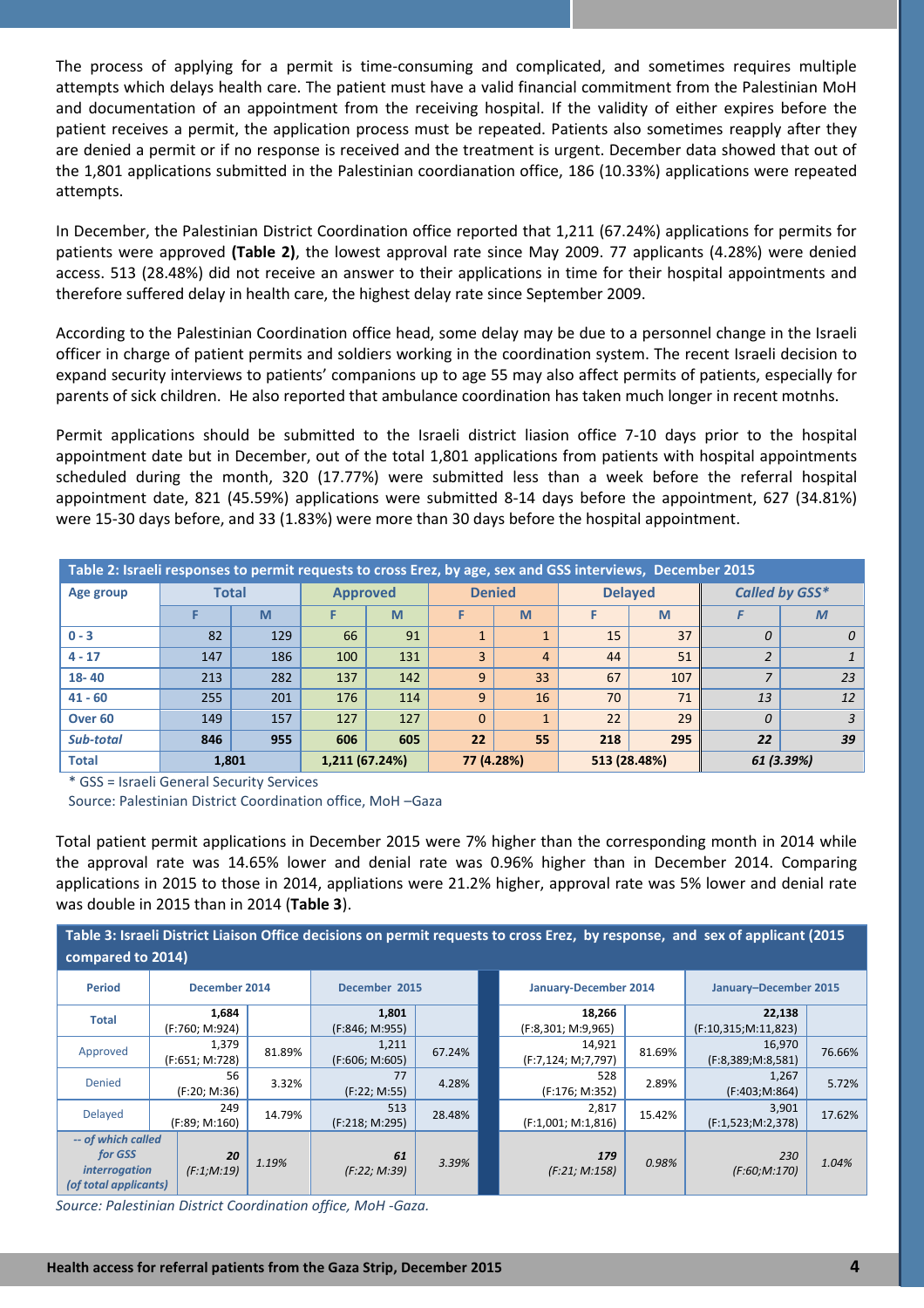The process of applying for a permit is time-consuming and complicated, and sometimes requires multiple attempts which delays health care. The patient must have a valid financial commitment from the Palestinian MoH and documentation of an appointment from the receiving hospital. If the validity of either expires before the patient receives a permit, the application process must be repeated. Patients also sometimes reapply after they are denied a permit or if no response is received and the treatment is urgent. December data showed that out of the 1,801 applications submitted in the Palestinian coordianation office, 186 (10.33%) applications were repeated attempts.

In December, the Palestinian District Coordination office reported that 1,211 (67.24%) applications for permits for patients were approved **(Table 2)**, the lowest approval rate since May 2009. 77 applicants (4.28%) were denied access. 513 (28.48%) did not receive an answer to their applications in time for their hospital appointments and therefore suffered delay in health care, the highest delay rate since September 2009.

According to the Palestinian Coordination office head, some delay may be due to a personnel change in the Israeli officer in charge of patient permits and soldiers working in the coordination system. The recent Israeli decision to expand security interviews to patients' companions up to age 55 may also affect permits of patients, especially for parents of sick children. He also reported that ambulance coordination has taken much longer in recent motnhs.

Permit applications should be submitted to the Israeli district liasion office 7-10 days prior to the hospital appointment date but in December, out of the total 1,801 applications from patients with hospital appointments scheduled during the month, 320 (17.77%) were submitted less than a week before the referral hospital appointment date, 821 (45.59%) applications were submitted 8-14 days before the appointment, 627 (34.81%) were 15-30 days before, and 33 (1.83%) were more than 30 days before the hospital appointment.

**Table 2: Israeli responses to permit requests to cross Erez, by age, sex and GSS interviews, December 2015**

| Age group | Total | | Approved | | Denied | | Delayed | | *Called by GSS** | |
|---|---|---|---|---|---|---|---|---|---|---|
| | F | M | F | M | F | M | F | M | *F* | *M* |
| 0 - 3 | 82 | 129 | 66 | 91 | 1 | 1 | 15 | 37 | *0* | *0* |
| 4 - 17 | 147 | 186 | 100 | 131 | 3 | 4 | 44 | 51 | *2* | *1* |
| 18- 40 | 213 | 282 | 137 | 142 | 9 | 33 | 67 | 107 | *7* | *23* |
| 41 - 60 | 255 | 201 | 176 | 114 | 9 | 16 | 70 | 71 | *13* | *12* |
| Over 60 | 149 | 157 | 127 | 127 | 0 | 1 | 22 | 29 | *0* | *3* |
| *Sub-total* | **846** | **955** | **606** | **605** | **22** | **55** | **218** | **295** | ***22*** | ***39*** |
| **Total** | **1,801** | | **1,211 (67.24%)** | | **77 (4.28%)** | | **513 (28.48%)** | | ***61 (3.39%)*** | |

\* GSS = Israeli General Security Services

Source: Palestinian District Coordination office, MoH –Gaza

Total patient permit applications in December 2015 were 7% higher than the corresponding month in 2014 while the approval rate was 14.65% lower and denial rate was 0.96% higher than in December 2014. Comparing applications in 2015 to those in 2014, appliations were 21.2% higher, approval rate was 5% lower and denial rate was double in 2015 than in 2014 (**Table 3**).

**Table 3: Israeli District Liaison Office decisions on permit requests to cross Erez, by response, and sex of applicant (2015 compared to 2014)**

| Period | December 2014 | | December 2015 | | January-December 2014 | | January–December 2015 | |
|---|---|---|---|---|---|---|---|---|
| Total | **1,684** (F:760; M:924) | | **1,801** (F:846; M:955) | | **18,266** (F:8,301; M:9,965) | | **22,138** (F:10,315;M:11,823) | |
| Approved | 1,379 (F:651; M:728) | 81.89% | 1,211 (F:606; M:605) | 67.24% | 14,921 (F:7,124; M;7,797) | 81.69% | 16,970 (F:8,389;M:8,581) | 76.66% |
| Denied | 56 (F:20; M:36) | 3.32% | 77 (F:22; M:55) | 4.28% | 528 (F:176; M:352) | 2.89% | 1,267 (F:403;M:864) | 5.72% |
| Delayed | 249 (F:89; M:160) | 14.79% | 513 (F:218; M:295) | 28.48% | 2,817 (F:1,001; M:1,816) | 15.42% | 3,901 (F:1,523;M:2,378) | 17.62% |
| *-- of which called for GSS interrogation (of total applicants)* | ***20*** *(F:1;M:19)* | *1.19%* | ***61*** *(F:22; M:39)* | *3.39%* | ***179*** *(F:21; M:158)* | *0.98%* | *230 (F:60;M:170)* | *1.04%* |

*Source: Palestinian District Coordination office, MoH -Gaza.*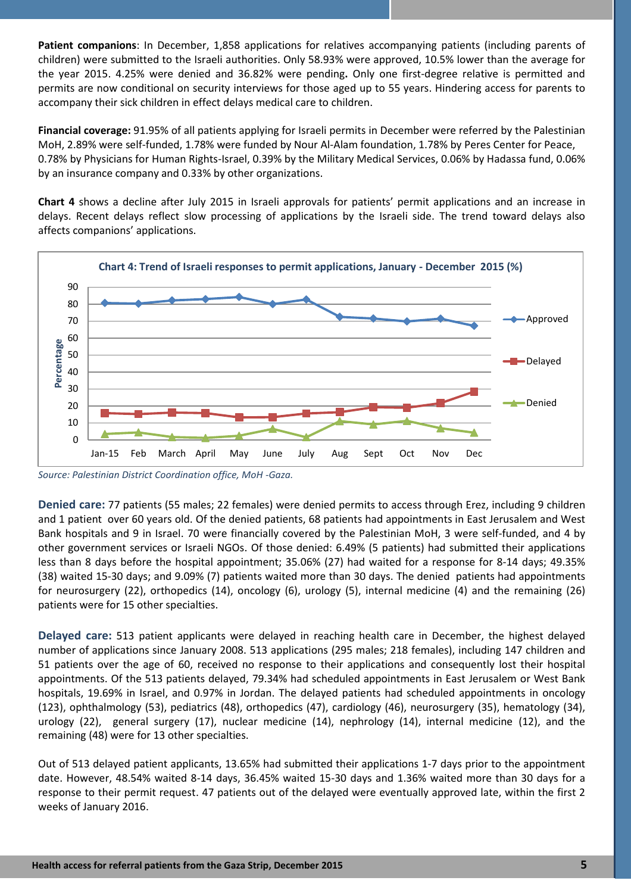**Patient companions**: In December, 1,858 applications for relatives accompanying patients (including parents of children) were submitted to the Israeli authorities. Only 58.93% were approved, 10.5% lower than the average for the year 2015. 4.25% were denied and 36.82% were pending**.** Only one first-degree relative is permitted and permits are now conditional on security interviews for those aged up to 55 years. Hindering access for parents to accompany their sick children in effect delays medical care to children.

**Financial coverage:** 91.95% of all patients applying for Israeli permits in December were referred by the Palestinian MoH, 2.89% were self-funded, 1.78% were funded by Nour Al-Alam foundation, 1.78% by Peres Center for Peace, 0.78% by Physicians for Human Rights-Israel, 0.39% by the Military Medical Services, 0.06% by Hadassa fund, 0.06% by an insurance company and 0.33% by other organizations.

**Chart 4** shows a decline after July 2015 in Israeli approvals for patients' permit applications and an increase in delays. Recent delays reflect slow processing of applications by the Israeli side. The trend toward delays also affects companions' applications.

**Chart 4: Trend of Israeli responses to permit applications, January - December 2015 (%)**

*Source: Palestinian District Coordination office, MoH -Gaza.*

**Denied care:** 77 patients (55 males; 22 females) were denied permits to access through Erez, including 9 children and 1 patient over 60 years old. Of the denied patients, 68 patients had appointments in East Jerusalem and West Bank hospitals and 9 in Israel. 70 were financially covered by the Palestinian MoH, 3 were self-funded, and 4 by other government services or Israeli NGOs. Of those denied: 6.49% (5 patients) had submitted their applications less than 8 days before the hospital appointment; 35.06% (27) had waited for a response for 8-14 days; 49.35% (38) waited 15-30 days; and 9.09% (7) patients waited more than 30 days. The denied patients had appointments for neurosurgery (22), orthopedics (14), oncology (6), urology (5), internal medicine (4) and the remaining (26) patients were for 15 other specialties.

**Delayed care:** 513 patient applicants were delayed in reaching health care in December, the highest delayed number of applications since January 2008. 513 applications (295 males; 218 females), including 147 children and 51 patients over the age of 60, received no response to their applications and consequently lost their hospital appointments. Of the 513 patients delayed, 79.34% had scheduled appointments in East Jerusalem or West Bank hospitals, 19.69% in Israel, and 0.97% in Jordan. The delayed patients had scheduled appointments in oncology (123), ophthalmology (53), pediatrics (48), orthopedics (47), cardiology (46), neurosurgery (35), hematology (34), urology (22), general surgery (17), nuclear medicine (14), nephrology (14), internal medicine (12), and the remaining (48) were for 13 other specialties.

Out of 513 delayed patient applicants, 13.65% had submitted their applications 1-7 days prior to the appointment date. However, 48.54% waited 8-14 days, 36.45% waited 15-30 days and 1.36% waited more than 30 days for a response to their permit request. 47 patients out of the delayed were eventually approved late, within the first 2 weeks of January 2016.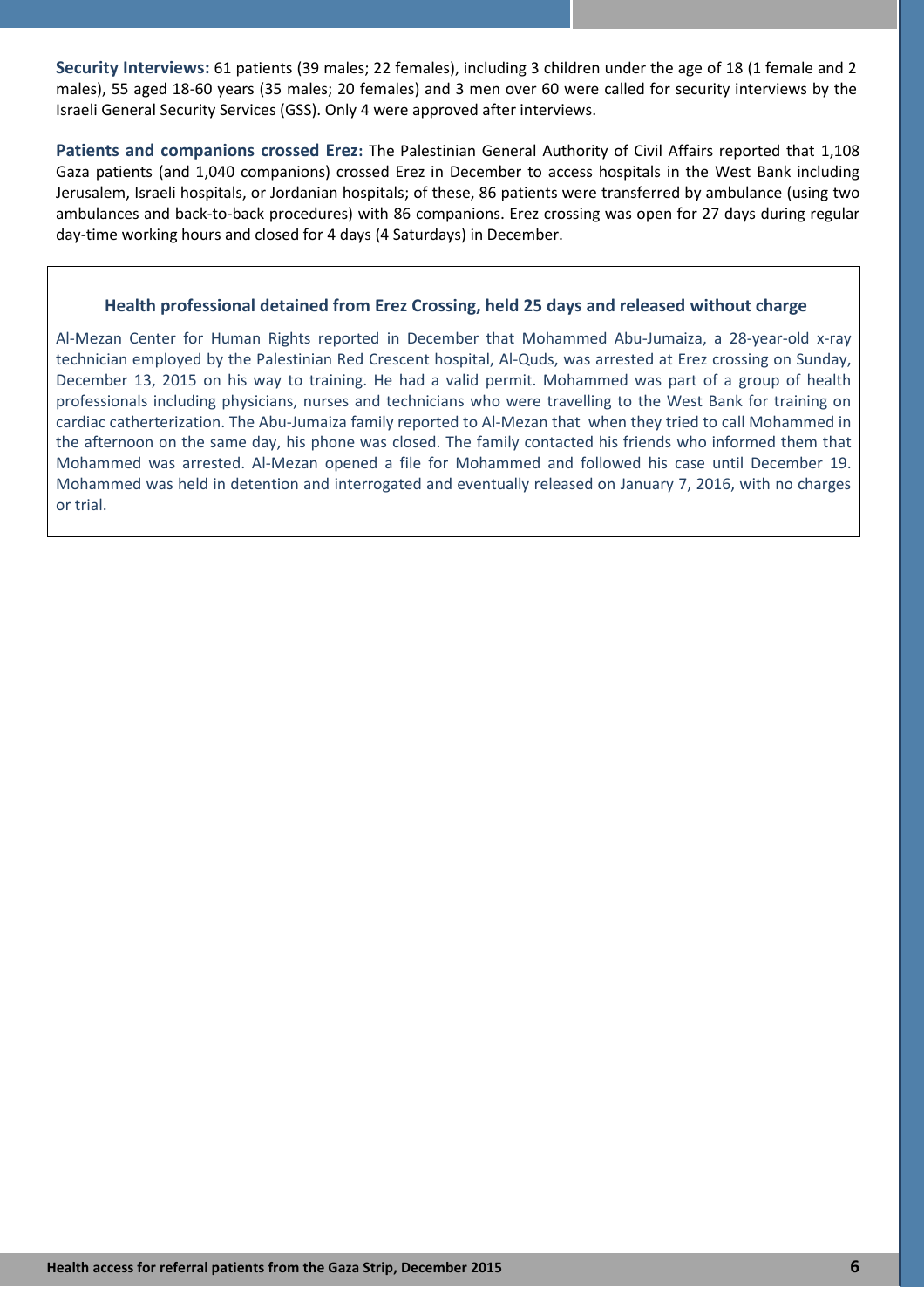**Security Interviews:** 61 patients (39 males; 22 females), including 3 children under the age of 18 (1 female and 2 males), 55 aged 18-60 years (35 males; 20 females) and 3 men over 60 were called for security interviews by the Israeli General Security Services (GSS). Only 4 were approved after interviews.

**Patients and companions crossed Erez:** The Palestinian General Authority of Civil Affairs reported that 1,108 Gaza patients (and 1,040 companions) crossed Erez in December to access hospitals in the West Bank including Jerusalem, Israeli hospitals, or Jordanian hospitals; of these, 86 patients were transferred by ambulance (using two ambulances and back-to-back procedures) with 86 companions. Erez crossing was open for 27 days during regular day-time working hours and closed for 4 days (4 Saturdays) in December.

### Health professional detained from Erez Crossing, held 25 days and released without charge

Al-Mezan Center for Human Rights reported in December that Mohammed Abu-Jumaiza, a 28-year-old x-ray technician employed by the Palestinian Red Crescent hospital, Al-Quds, was arrested at Erez crossing on Sunday, December 13, 2015 on his way to training. He had a valid permit. Mohammed was part of a group of health professionals including physicians, nurses and technicians who were travelling to the West Bank for training on cardiac catherterization. The Abu-Jumaiza family reported to Al-Mezan that when they tried to call Mohammed in the afternoon on the same day, his phone was closed. The family contacted his friends who informed them that Mohammed was arrested. Al-Mezan opened a file for Mohammed and followed his case until December 19. Mohammed was held in detention and interrogated and eventually released on January 7, 2016, with no charges or trial.